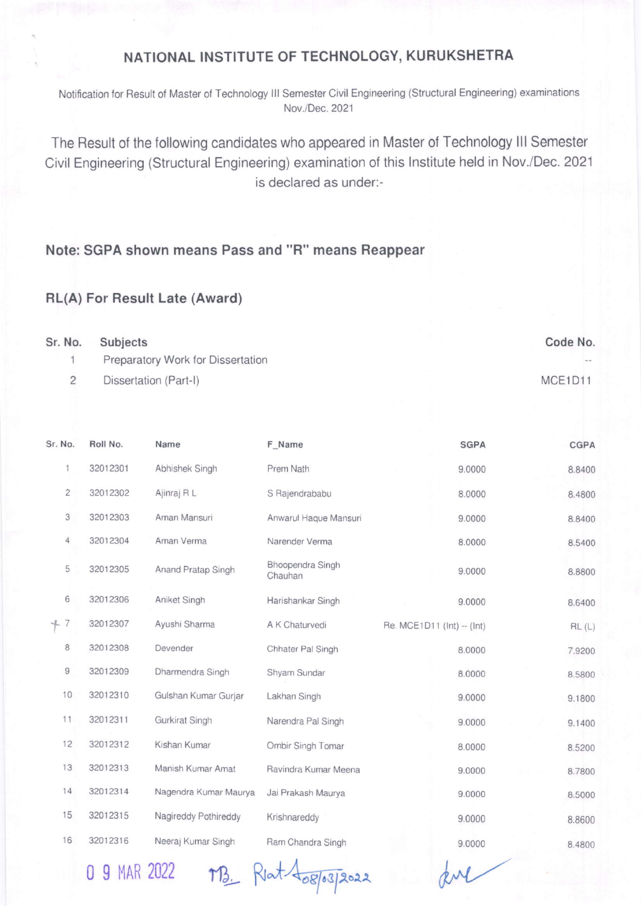# NATIONAL INSTITUTE OF TECHNOLOGY, KURUKSHETRA

Notification for Result of Master of Technology III Semester Civil Engineering (Structural Engineering) examinations Nov./Dec. 2021

The Result of the following candidates who appeared in Master of Technology III Semester Civil Engineering (Structural Engineering) examination of this Institute held in Nov./Dec. 2021 is declared as under:-

## Note: SGPA shown means Pass and "R" means Reappear

## RL(A) For Result Late (Award)

| Sr. No. | Subjects | Code No. |
|---|---|---|
| 1 | Preparatory Work for Dissertation | -- |
| 2 | Dissertation (Part-I) | MCE1D11 |

| Sr. No. | Roll No. | Name | F_Name | SGPA | CGPA |
|---|---|---|---|---|---|
| 1 | 32012301 | Abhishek Singh | Prem Nath | 9.0000 | 8.8400 |
| 2 | 32012302 | Ajinraj R L | S Rajendrababu | 8.0000 | 8.4800 |
| 3 | 32012303 | Aman Mansuri | Anwarul Haque Mansuri | 9.0000 | 8.8400 |
| 4 | 32012304 | Aman Verma | Narender Verma | 8.0000 | 8.5400 |
| 5 | 32012305 | Anand Pratap Singh | Bhoopendra Singh Chauhan | 9.0000 | 8.8800 |
| 6 | 32012306 | Aniket Singh | Harishankar Singh | 9.0000 | 8.6400 |
| 7 | 32012307 | Ayushi Sharma | A K Chaturvedi | Re. MCE1D11 (Int) -- (Int) | RL (L) |
| 8 | 32012308 | Devender | Chhater Pal Singh | 8.0000 | 7.9200 |
| 9 | 32012309 | Dharmendra Singh | Shyam Sundar | 8.0000 | 8.5800 |
| 10 | 32012310 | Gulshan Kumar Gurjar | Lakhan Singh | 9.0000 | 9.1800 |
| 11 | 32012311 | Gurkirat Singh | Narendra Pal Singh | 9.0000 | 9.1400 |
| 12 | 32012312 | Kishan Kumar | Ombir Singh Tomar | 8.0000 | 8.5200 |
| 13 | 32012313 | Manish Kumar Amat | Ravindra Kumar Meena | 9.0000 | 8.7800 |
| 14 | 32012314 | Nagendra Kumar Maurya | Jai Prakash Maurya | 9.0000 | 8.5000 |
| 15 | 32012315 | Nagireddy Pothireddy | Krishnareddy | 9.0000 | 8.8600 |
| 16 | 32012316 | Neeraj Kumar Singh | Ram Chandra Singh | 9.0000 | 8.4800 |

09 MAR 2022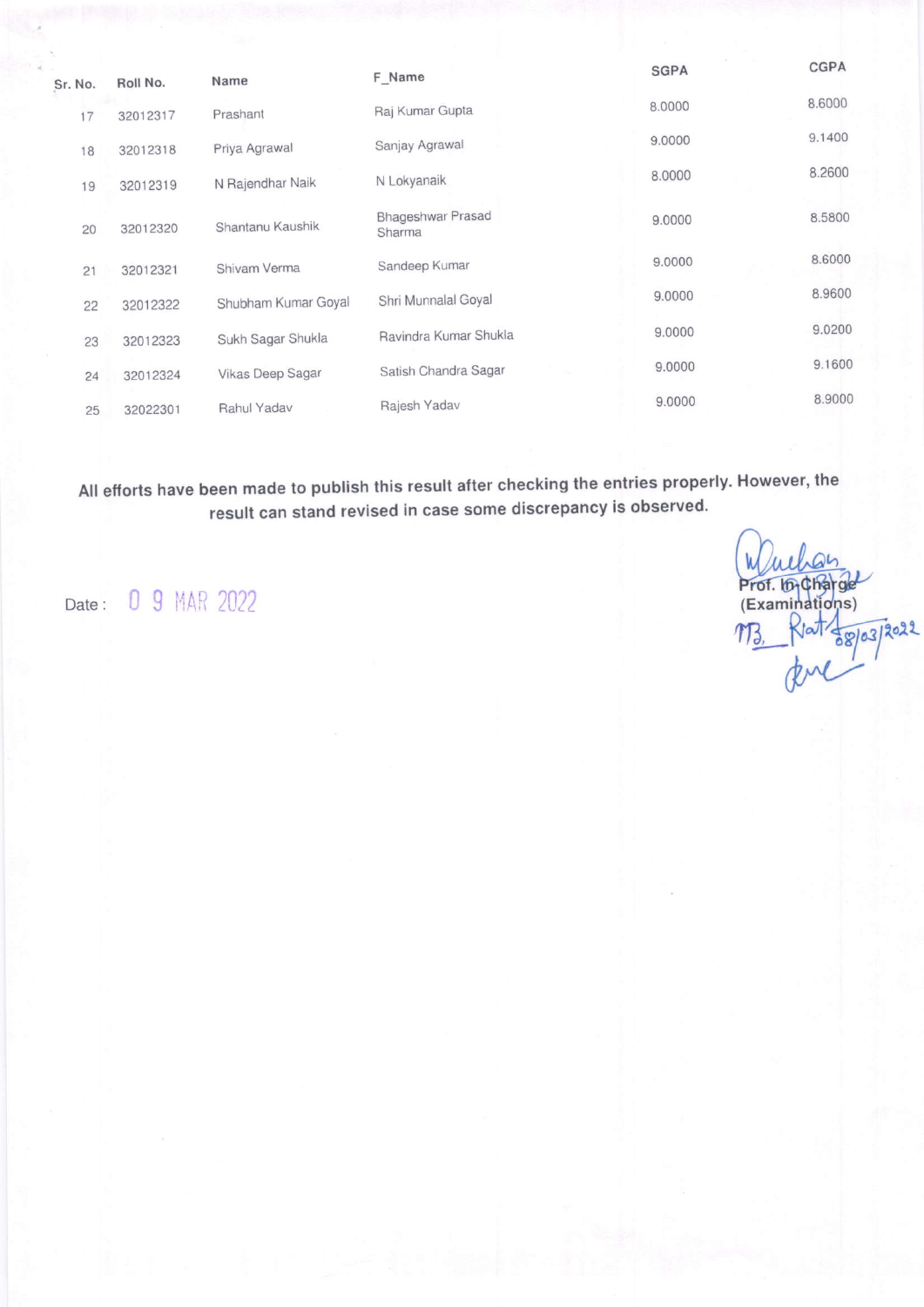| Sr. No. | Roll No. | Name | F_Name | SGPA | CGPA |
|---|---|---|---|---|---|
| 17 | 32012317 | Prashant | Raj Kumar Gupta | 8.0000 | 8.6000 |
| 18 | 32012318 | Priya Agrawal | Sanjay Agrawal | 9.0000 | 9.1400 |
| 19 | 32012319 | N Rajendhar Naik | N Lokyanaik | 8.0000 | 8.2600 |
| 20 | 32012320 | Shantanu Kaushik | Bhageshwar Prasad Sharma | 9.0000 | 8.5800 |
| 21 | 32012321 | Shivam Verma | Sandeep Kumar | 9.0000 | 8.6000 |
| 22 | 32012322 | Shubham Kumar Goyal | Shri Munnalal Goyal | 9.0000 | 8.9600 |
| 23 | 32012323 | Sukh Sagar Shukla | Ravindra Kumar Shukla | 9.0000 | 9.0200 |
| 24 | 32012324 | Vikas Deep Sagar | Satish Chandra Sagar | 9.0000 | 9.1600 |
| 25 | 32022301 | Rahul Yadav | Rajesh Yadav | 9.0000 | 8.9000 |

**All efforts have been made to publish this result after checking the entries properly. However, the result can stand revised in case some discrepancy is observed.**

Date : 09 MAR 2022

**Prof. In-Charge**
**(Examinations)**

08/03/2022